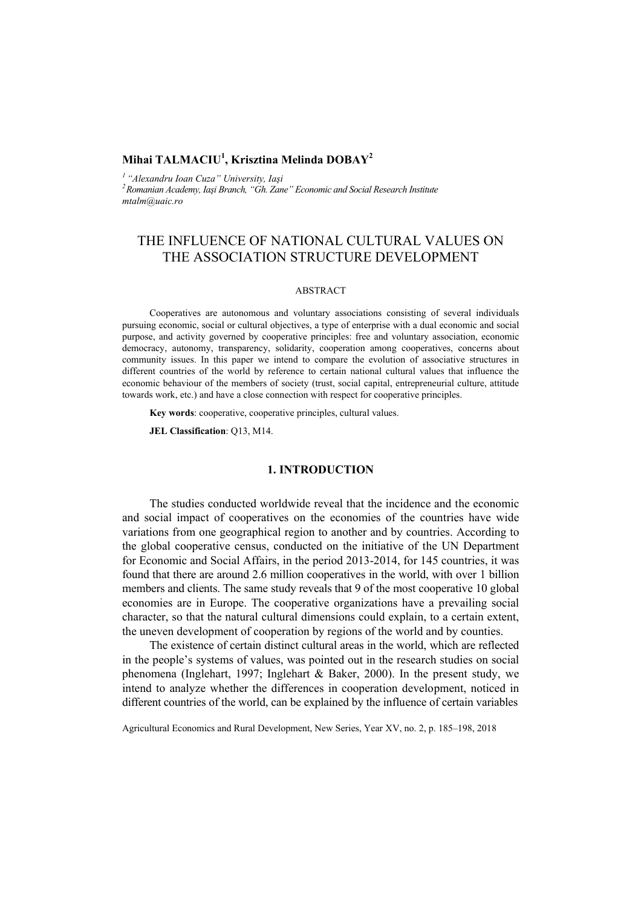**Mihai TALMACIU[1], Krisztina Melinda DOBAY[2]**

[1] *"Alexandru Ioan Cuza" University, Iaşi*
[2] *Romanian Academy, Iaşi Branch, "Gh. Zane" Economic and Social Research Institute*
*mtalm@uaic.ro*

# THE INFLUENCE OF NATIONAL CULTURAL VALUES ON THE ASSOCIATION STRUCTURE DEVELOPMENT

## ABSTRACT

Cooperatives are autonomous and voluntary associations consisting of several individuals pursuing economic, social or cultural objectives, a type of enterprise with a dual economic and social purpose, and activity governed by cooperative principles: free and voluntary association, economic democracy, autonomy, transparency, solidarity, cooperation among cooperatives, concerns about community issues. In this paper we intend to compare the evolution of associative structures in different countries of the world by reference to certain national cultural values that influence the economic behaviour of the members of society (trust, social capital, entrepreneurial culture, attitude towards work, etc.) and have a close connection with respect for cooperative principles.

**Key words**: cooperative, cooperative principles, cultural values.

**JEL Classification**: Q13, M14.

## 1. INTRODUCTION

The studies conducted worldwide reveal that the incidence and the economic and social impact of cooperatives on the economies of the countries have wide variations from one geographical region to another and by countries. According to the global cooperative census, conducted on the initiative of the UN Department for Economic and Social Affairs, in the period 2013-2014, for 145 countries, it was found that there are around 2.6 million cooperatives in the world, with over 1 billion members and clients. The same study reveals that 9 of the most cooperative 10 global economies are in Europe. The cooperative organizations have a prevailing social character, so that the natural cultural dimensions could explain, to a certain extent, the uneven development of cooperation by regions of the world and by counties.

The existence of certain distinct cultural areas in the world, which are reflected in the people's systems of values, was pointed out in the research studies on social phenomena (Inglehart, 1997; Inglehart & Baker, 2000). In the present study, we intend to analyze whether the differences in cooperation development, noticed in different countries of the world, can be explained by the influence of certain variables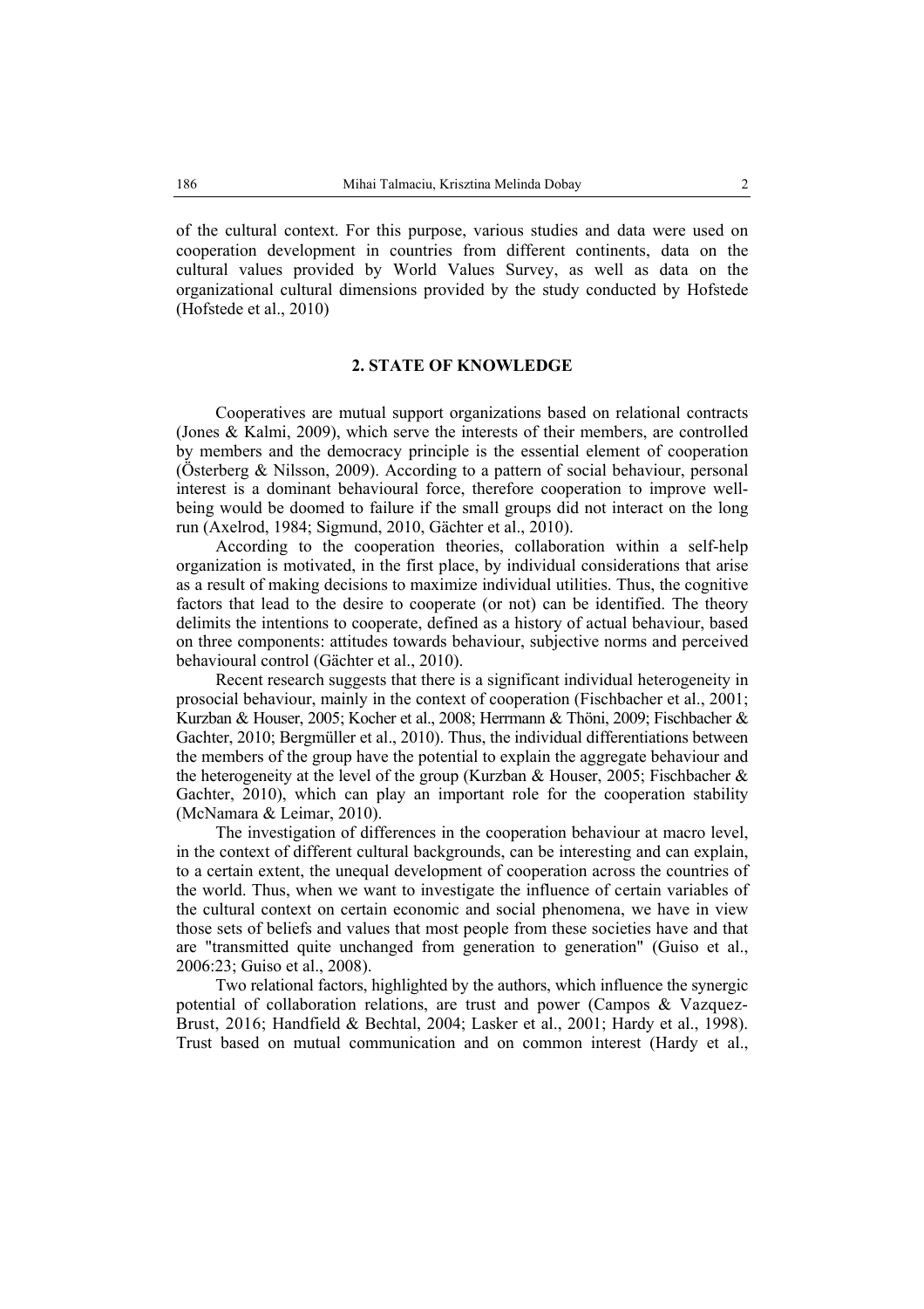of the cultural context. For this purpose, various studies and data were used on cooperation development in countries from different continents, data on the cultural values provided by World Values Survey, as well as data on the organizational cultural dimensions provided by the study conducted by Hofstede (Hofstede et al., 2010)

## 2. STATE OF KNOWLEDGE

Cooperatives are mutual support organizations based on relational contracts (Jones & Kalmi, 2009), which serve the interests of their members, are controlled by members and the democracy principle is the essential element of cooperation (Österberg & Nilsson, 2009). According to a pattern of social behaviour, personal interest is a dominant behavioural force, therefore cooperation to improve well-being would be doomed to failure if the small groups did not interact on the long run (Axelrod, 1984; Sigmund, 2010, Gächter et al., 2010).

According to the cooperation theories, collaboration within a self-help organization is motivated, in the first place, by individual considerations that arise as a result of making decisions to maximize individual utilities. Thus, the cognitive factors that lead to the desire to cooperate (or not) can be identified. The theory delimits the intentions to cooperate, defined as a history of actual behaviour, based on three components: attitudes towards behaviour, subjective norms and perceived behavioural control (Gächter et al., 2010).

Recent research suggests that there is a significant individual heterogeneity in prosocial behaviour, mainly in the context of cooperation (Fischbacher et al., 2001; Kurzban & Houser, 2005; Kocher et al., 2008; Herrmann & Thöni, 2009; Fischbacher & Gachter, 2010; Bergmüller et al., 2010). Thus, the individual differentiations between the members of the group have the potential to explain the aggregate behaviour and the heterogeneity at the level of the group (Kurzban & Houser, 2005; Fischbacher & Gachter, 2010), which can play an important role for the cooperation stability (McNamara & Leimar, 2010).

The investigation of differences in the cooperation behaviour at macro level, in the context of different cultural backgrounds, can be interesting and can explain, to a certain extent, the unequal development of cooperation across the countries of the world. Thus, when we want to investigate the influence of certain variables of the cultural context on certain economic and social phenomena, we have in view those sets of beliefs and values that most people from these societies have and that are "transmitted quite unchanged from generation to generation" (Guiso et al., 2006:23; Guiso et al., 2008).

Two relational factors, highlighted by the authors, which influence the synergic potential of collaboration relations, are trust and power (Campos & Vazquez-Brust, 2016; Handfield & Bechtal, 2004; Lasker et al., 2001; Hardy et al., 1998). Trust based on mutual communication and on common interest (Hardy et al.,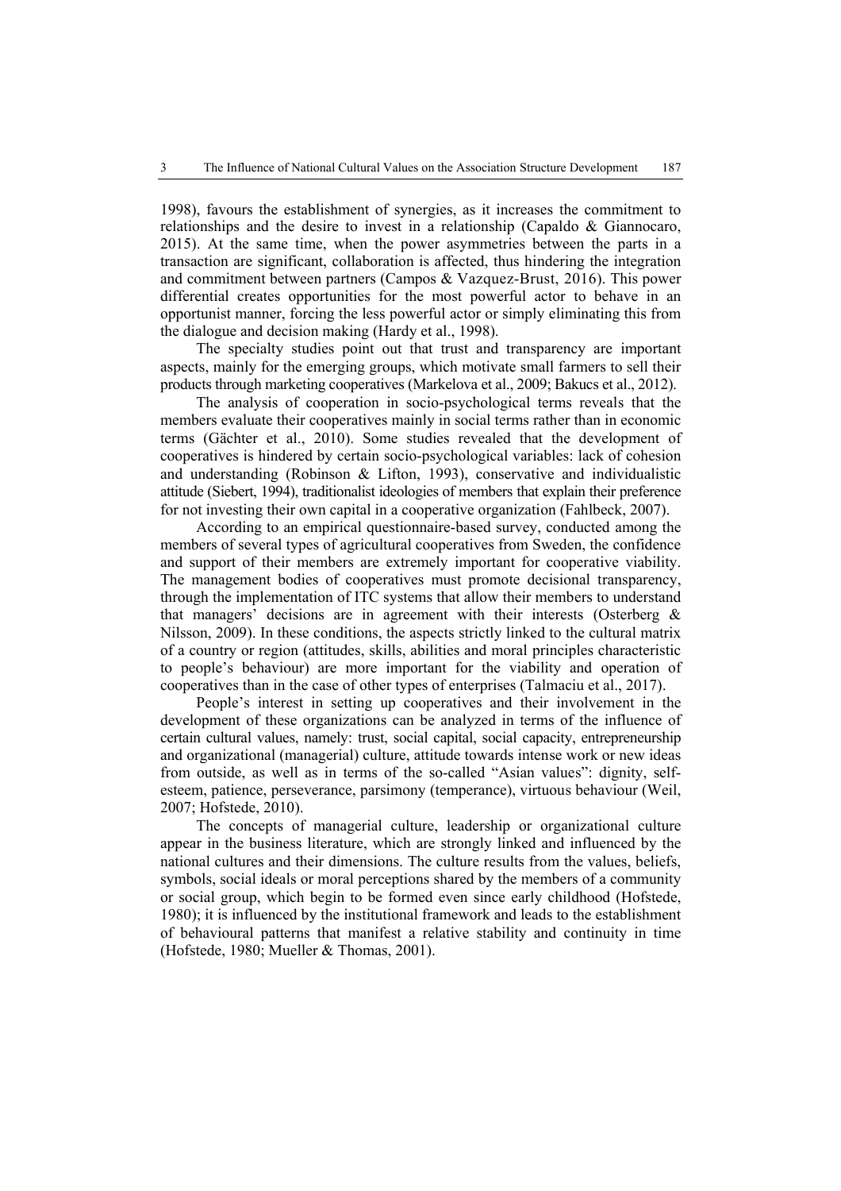1998), favours the establishment of synergies, as it increases the commitment to relationships and the desire to invest in a relationship (Capaldo & Giannocaro, 2015). At the same time, when the power asymmetries between the parts in a transaction are significant, collaboration is affected, thus hindering the integration and commitment between partners (Campos & Vazquez-Brust, 2016). This power differential creates opportunities for the most powerful actor to behave in an opportunist manner, forcing the less powerful actor or simply eliminating this from the dialogue and decision making (Hardy et al., 1998).

The specialty studies point out that trust and transparency are important aspects, mainly for the emerging groups, which motivate small farmers to sell their products through marketing cooperatives (Markelova et al., 2009; Bakucs et al., 2012).

The analysis of cooperation in socio-psychological terms reveals that the members evaluate their cooperatives mainly in social terms rather than in economic terms (Gächter et al., 2010). Some studies revealed that the development of cooperatives is hindered by certain socio-psychological variables: lack of cohesion and understanding (Robinson & Lifton, 1993), conservative and individualistic attitude (Siebert, 1994), traditionalist ideologies of members that explain their preference for not investing their own capital in a cooperative organization (Fahlbeck, 2007).

According to an empirical questionnaire-based survey, conducted among the members of several types of agricultural cooperatives from Sweden, the confidence and support of their members are extremely important for cooperative viability. The management bodies of cooperatives must promote decisional transparency, through the implementation of ITC systems that allow their members to understand that managers' decisions are in agreement with their interests (Osterberg & Nilsson, 2009). In these conditions, the aspects strictly linked to the cultural matrix of a country or region (attitudes, skills, abilities and moral principles characteristic to people's behaviour) are more important for the viability and operation of cooperatives than in the case of other types of enterprises (Talmaciu et al., 2017).

People's interest in setting up cooperatives and their involvement in the development of these organizations can be analyzed in terms of the influence of certain cultural values, namely: trust, social capital, social capacity, entrepreneurship and organizational (managerial) culture, attitude towards intense work or new ideas from outside, as well as in terms of the so-called "Asian values": dignity, self-esteem, patience, perseverance, parsimony (temperance), virtuous behaviour (Weil, 2007; Hofstede, 2010).

The concepts of managerial culture, leadership or organizational culture appear in the business literature, which are strongly linked and influenced by the national cultures and their dimensions. The culture results from the values, beliefs, symbols, social ideals or moral perceptions shared by the members of a community or social group, which begin to be formed even since early childhood (Hofstede, 1980); it is influenced by the institutional framework and leads to the establishment of behavioural patterns that manifest a relative stability and continuity in time (Hofstede, 1980; Mueller & Thomas, 2001).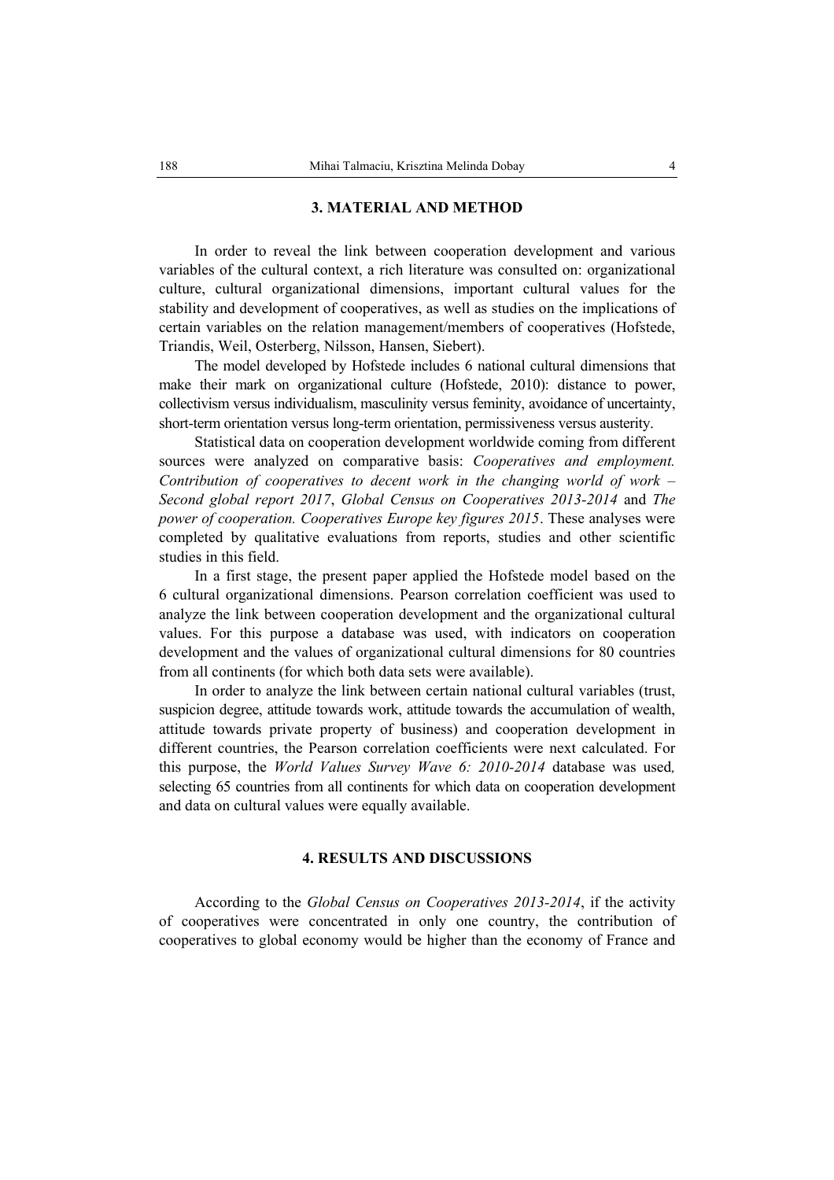## 3. MATERIAL AND METHOD

In order to reveal the link between cooperation development and various variables of the cultural context, a rich literature was consulted on: organizational culture, cultural organizational dimensions, important cultural values for the stability and development of cooperatives, as well as studies on the implications of certain variables on the relation management/members of cooperatives (Hofstede, Triandis, Weil, Osterberg, Nilsson, Hansen, Siebert).

The model developed by Hofstede includes 6 national cultural dimensions that make their mark on organizational culture (Hofstede, 2010): distance to power, collectivism versus individualism, masculinity versus feminity, avoidance of uncertainty, short-term orientation versus long-term orientation, permissiveness versus austerity.

Statistical data on cooperation development worldwide coming from different sources were analyzed on comparative basis: *Cooperatives and employment. Contribution of cooperatives to decent work in the changing world of work – Second global report 2017*, *Global Census on Cooperatives 2013-2014* and *The power of cooperation. Cooperatives Europe key figures 2015*. These analyses were completed by qualitative evaluations from reports, studies and other scientific studies in this field.

In a first stage, the present paper applied the Hofstede model based on the 6 cultural organizational dimensions. Pearson correlation coefficient was used to analyze the link between cooperation development and the organizational cultural values. For this purpose a database was used, with indicators on cooperation development and the values of organizational cultural dimensions for 80 countries from all continents (for which both data sets were available).

In order to analyze the link between certain national cultural variables (trust, suspicion degree, attitude towards work, attitude towards the accumulation of wealth, attitude towards private property of business) and cooperation development in different countries, the Pearson correlation coefficients were next calculated. For this purpose, the *World Values Survey Wave 6: 2010-2014* database was used*,* selecting 65 countries from all continents for which data on cooperation development and data on cultural values were equally available.

## 4. RESULTS AND DISCUSSIONS

According to the *Global Census on Cooperatives 2013-2014*, if the activity of cooperatives were concentrated in only one country, the contribution of cooperatives to global economy would be higher than the economy of France and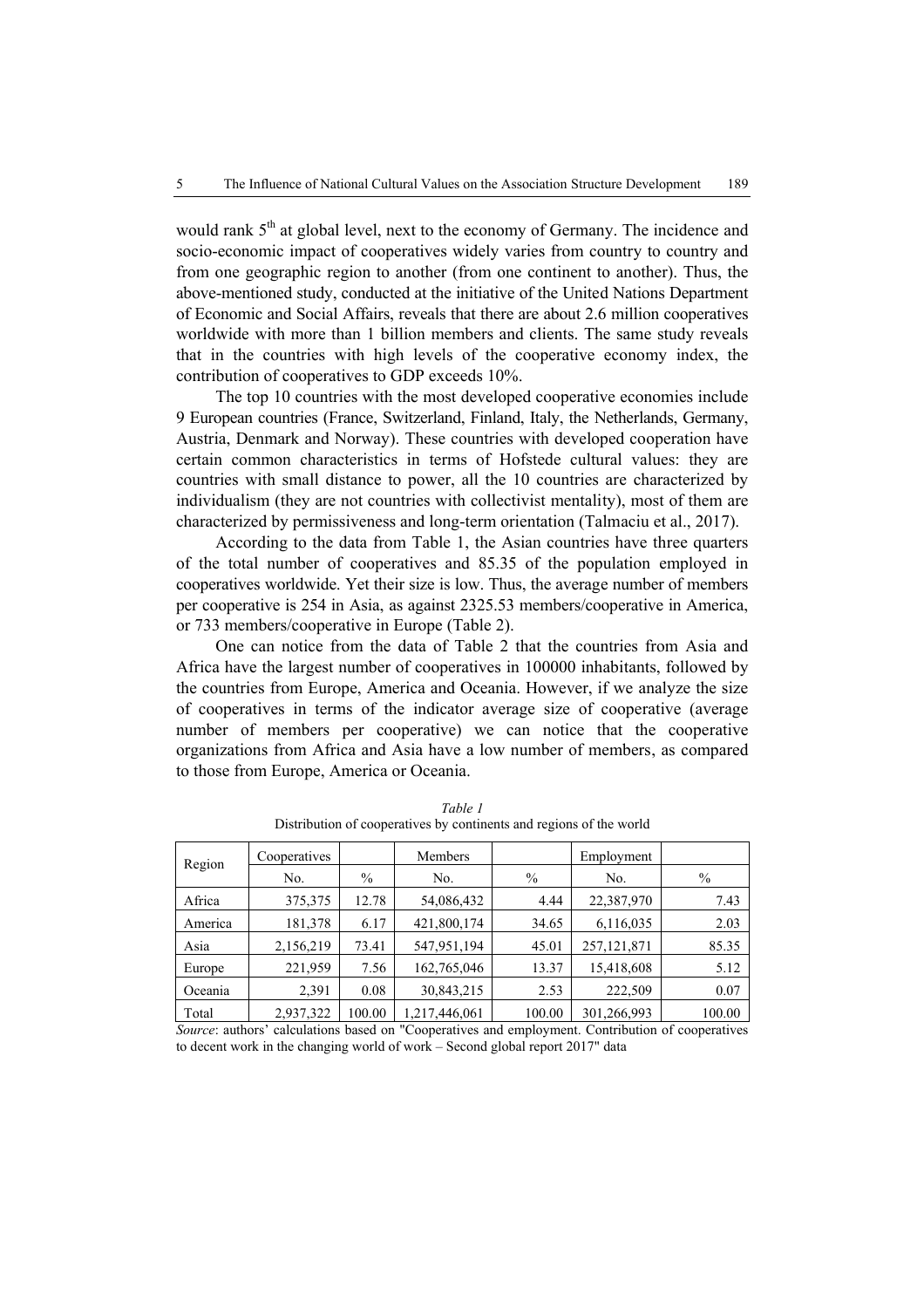would rank 5$^{th}$ at global level, next to the economy of Germany. The incidence and socio-economic impact of cooperatives widely varies from country to country and from one geographic region to another (from one continent to another). Thus, the above-mentioned study, conducted at the initiative of the United Nations Department of Economic and Social Affairs, reveals that there are about 2.6 million cooperatives worldwide with more than 1 billion members and clients. The same study reveals that in the countries with high levels of the cooperative economy index, the contribution of cooperatives to GDP exceeds 10%.

The top 10 countries with the most developed cooperative economies include 9 European countries (France, Switzerland, Finland, Italy, the Netherlands, Germany, Austria, Denmark and Norway). These countries with developed cooperation have certain common characteristics in terms of Hofstede cultural values: they are countries with small distance to power, all the 10 countries are characterized by individualism (they are not countries with collectivist mentality), most of them are characterized by permissiveness and long-term orientation (Talmaciu et al., 2017).

According to the data from Table 1, the Asian countries have three quarters of the total number of cooperatives and 85.35 of the population employed in cooperatives worldwide. Yet their size is low. Thus, the average number of members per cooperative is 254 in Asia, as against 2325.53 members/cooperative in America, or 733 members/cooperative in Europe (Table 2).

One can notice from the data of Table 2 that the countries from Asia and Africa have the largest number of cooperatives in 100000 inhabitants, followed by the countries from Europe, America and Oceania. However, if we analyze the size of cooperatives in terms of the indicator average size of cooperative (average number of members per cooperative) we can notice that the cooperative organizations from Africa and Asia have a low number of members, as compared to those from Europe, America or Oceania.

*Table 1*

Distribution of cooperatives by continents and regions of the world

| Region | Cooperatives | | Members | | Employment | |
|---|---|---|---|---|---|---|
| | No. | % | No. | % | No. | % |
| Africa | 375,375 | 12.78 | 54,086,432 | 4.44 | 22,387,970 | 7.43 |
| America | 181,378 | 6.17 | 421,800,174 | 34.65 | 6,116,035 | 2.03 |
| Asia | 2,156,219 | 73.41 | 547,951,194 | 45.01 | 257,121,871 | 85.35 |
| Europe | 221,959 | 7.56 | 162,765,046 | 13.37 | 15,418,608 | 5.12 |
| Oceania | 2,391 | 0.08 | 30,843,215 | 2.53 | 222,509 | 0.07 |
| Total | 2,937,322 | 100.00 | 1,217,446,061 | 100.00 | 301,266,993 | 100.00 |

*Source*: authors' calculations based on "Cooperatives and employment. Contribution of cooperatives to decent work in the changing world of work – Second global report 2017" data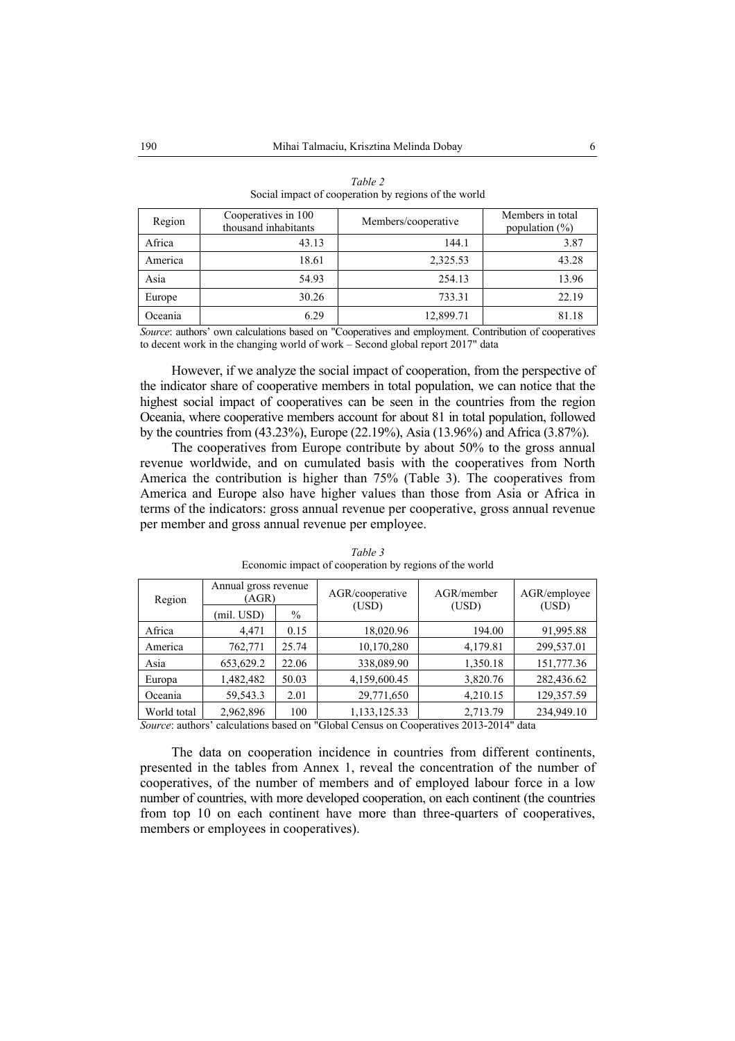*Table 2*
Social impact of cooperation by regions of the world

| Region | Cooperatives in 100 thousand inhabitants | Members/cooperative | Members in total population (%) |
|---|---|---|---|
| Africa | 43.13 | 144.1 | 3.87 |
| America | 18.61 | 2,325.53 | 43.28 |
| Asia | 54.93 | 254.13 | 13.96 |
| Europe | 30.26 | 733.31 | 22.19 |
| Oceania | 6.29 | 12,899.71 | 81.18 |

*Source*: authors' own calculations based on "Cooperatives and employment. Contribution of cooperatives to decent work in the changing world of work – Second global report 2017" data

However, if we analyze the social impact of cooperation, from the perspective of the indicator share of cooperative members in total population, we can notice that the highest social impact of cooperatives can be seen in the countries from the region Oceania, where cooperative members account for about 81 in total population, followed by the countries from (43.23%), Europe (22.19%), Asia (13.96%) and Africa (3.87%).

The cooperatives from Europe contribute by about 50% to the gross annual revenue worldwide, and on cumulated basis with the cooperatives from North America the contribution is higher than 75% (Table 3). The cooperatives from America and Europe also have higher values than those from Asia or Africa in terms of the indicators: gross annual revenue per cooperative, gross annual revenue per member and gross annual revenue per employee.

*Table 3*
Economic impact of cooperation by regions of the world

| Region | Annual gross revenue (AGR) | | AGR/cooperative (USD) | AGR/member (USD) | AGR/employee (USD) |
|---|---|---|---|---|---|
| | (mil. USD) | % | | | |
| Africa | 4,471 | 0.15 | 18,020.96 | 194.00 | 91,995.88 |
| America | 762,771 | 25.74 | 10,170,280 | 4,179.81 | 299,537.01 |
| Asia | 653,629.2 | 22.06 | 338,089.90 | 1,350.18 | 151,777.36 |
| Europa | 1,482,482 | 50.03 | 4,159,600.45 | 3,820.76 | 282,436.62 |
| Oceania | 59,543.3 | 2.01 | 29,771,650 | 4,210.15 | 129,357.59 |
| World total | 2,962,896 | 100 | 1,133,125.33 | 2,713.79 | 234,949.10 |

*Source*: authors' calculations based on "Global Census on Cooperatives 2013-2014" data

The data on cooperation incidence in countries from different continents, presented in the tables from Annex 1, reveal the concentration of the number of cooperatives, of the number of members and of employed labour force in a low number of countries, with more developed cooperation, on each continent (the countries from top 10 on each continent have more than three-quarters of cooperatives, members or employees in cooperatives).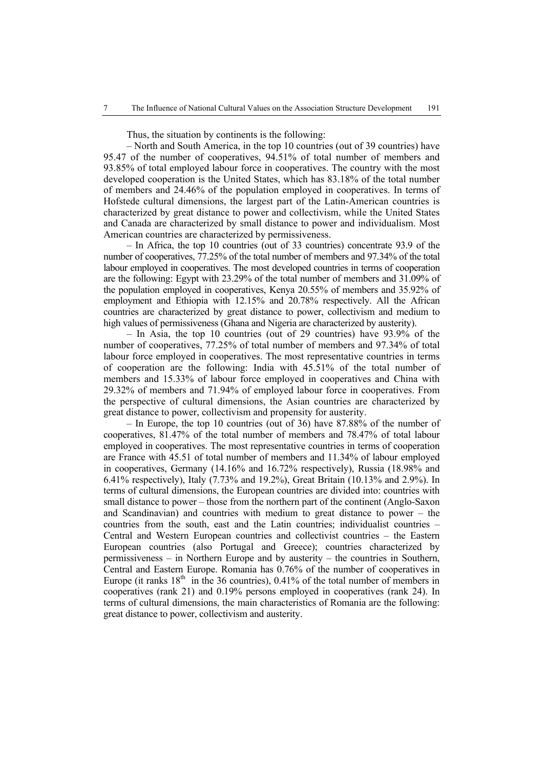Thus, the situation by continents is the following:

– North and South America, in the top 10 countries (out of 39 countries) have 95.47 of the number of cooperatives, 94.51% of total number of members and 93.85% of total employed labour force in cooperatives. The country with the most developed cooperation is the United States, which has 83.18% of the total number of members and 24.46% of the population employed in cooperatives. In terms of Hofstede cultural dimensions, the largest part of the Latin-American countries is characterized by great distance to power and collectivism, while the United States and Canada are characterized by small distance to power and individualism. Most American countries are characterized by permissiveness.

– In Africa, the top 10 countries (out of 33 countries) concentrate 93.9 of the number of cooperatives, 77.25% of the total number of members and 97.34% of the total labour employed in cooperatives. The most developed countries in terms of cooperation are the following: Egypt with 23.29% of the total number of members and 31.09% of the population employed in cooperatives, Kenya 20.55% of members and 35.92% of employment and Ethiopia with 12.15% and 20.78% respectively. All the African countries are characterized by great distance to power, collectivism and medium to high values of permissiveness (Ghana and Nigeria are characterized by austerity).

– In Asia, the top 10 countries (out of 29 countries) have 93.9% of the number of cooperatives, 77.25% of total number of members and 97.34% of total labour force employed in cooperatives. The most representative countries in terms of cooperation are the following: India with 45.51% of the total number of members and 15.33% of labour force employed in cooperatives and China with 29.32% of members and 71.94% of employed labour force in cooperatives. From the perspective of cultural dimensions, the Asian countries are characterized by great distance to power, collectivism and propensity for austerity.

– In Europe, the top 10 countries (out of 36) have 87.88% of the number of cooperatives, 81.47% of the total number of members and 78.47% of total labour employed in cooperatives. The most representative countries in terms of cooperation are France with 45.51 of total number of members and 11.34% of labour employed in cooperatives, Germany (14.16% and 16.72% respectively), Russia (18.98% and 6.41% respectively), Italy (7.73% and 19.2%), Great Britain (10.13% and 2.9%). In terms of cultural dimensions, the European countries are divided into: countries with small distance to power – those from the northern part of the continent (Anglo-Saxon and Scandinavian) and countries with medium to great distance to power – the countries from the south, east and the Latin countries; individualist countries – Central and Western European countries and collectivist countries – the Eastern European countries (also Portugal and Greece); countries characterized by permissiveness – in Northern Europe and by austerity – the countries in Southern, Central and Eastern Europe. Romania has 0.76% of the number of cooperatives in Europe (it ranks 18th in the 36 countries), 0.41% of the total number of members in cooperatives (rank 21) and 0.19% persons employed in cooperatives (rank 24). In terms of cultural dimensions, the main characteristics of Romania are the following: great distance to power, collectivism and austerity.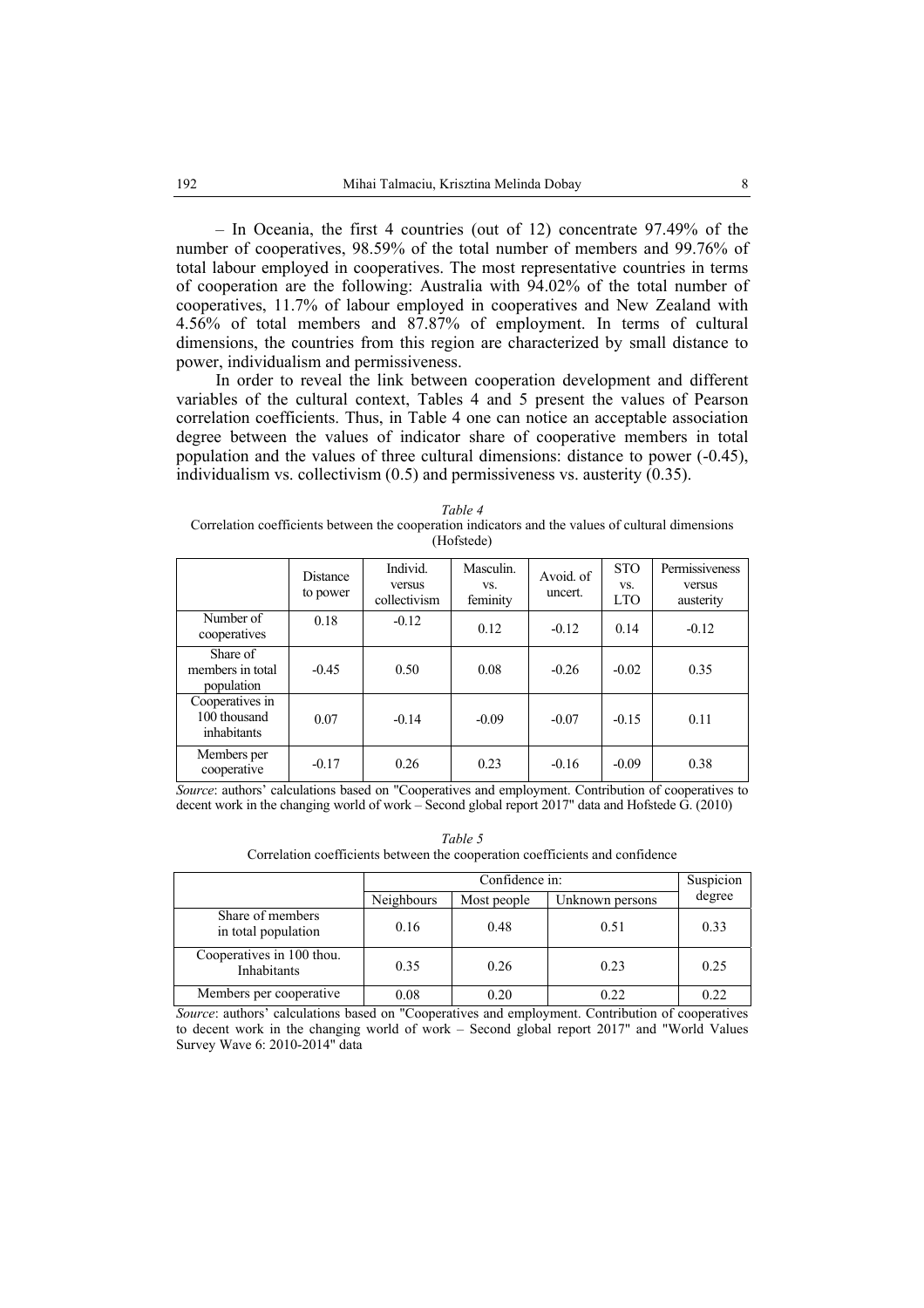– In Oceania, the first 4 countries (out of 12) concentrate 97.49% of the number of cooperatives, 98.59% of the total number of members and 99.76% of total labour employed in cooperatives. The most representative countries in terms of cooperation are the following: Australia with 94.02% of the total number of cooperatives, 11.7% of labour employed in cooperatives and New Zealand with 4.56% of total members and 87.87% of employment. In terms of cultural dimensions, the countries from this region are characterized by small distance to power, individualism and permissiveness.

In order to reveal the link between cooperation development and different variables of the cultural context, Tables 4 and 5 present the values of Pearson correlation coefficients. Thus, in Table 4 one can notice an acceptable association degree between the values of indicator share of cooperative members in total population and the values of three cultural dimensions: distance to power (-0.45), individualism vs. collectivism (0.5) and permissiveness vs. austerity (0.35).

*Table 4*

Correlation coefficients between the cooperation indicators and the values of cultural dimensions (Hofstede)

| | Distance to power | Individ. versus collectivism | Masculin. vs. feminity | Avoid. of uncert. | STO vs. LTO | Permissiveness versus austerity |
|---|---|---|---|---|---|---|
| Number of cooperatives | 0.18 | -0.12 | 0.12 | -0.12 | 0.14 | -0.12 |
| Share of members in total population | -0.45 | 0.50 | 0.08 | -0.26 | -0.02 | 0.35 |
| Cooperatives in 100 thousand inhabitants | 0.07 | -0.14 | -0.09 | -0.07 | -0.15 | 0.11 |
| Members per cooperative | -0.17 | 0.26 | 0.23 | -0.16 | -0.09 | 0.38 |

*Source*: authors' calculations based on "Cooperatives and employment. Contribution of cooperatives to decent work in the changing world of work – Second global report 2017" data and Hofstede G. (2010)

*Table 5*

Correlation coefficients between the cooperation coefficients and confidence

| | Confidence in: | | | Suspicion degree |
|---|---|---|---|---|
| | Neighbours | Most people | Unknown persons | |
| Share of members in total population | 0.16 | 0.48 | 0.51 | 0.33 |
| Cooperatives in 100 thou. Inhabitants | 0.35 | 0.26 | 0.23 | 0.25 |
| Members per cooperative | 0.08 | 0.20 | 0.22 | 0.22 |

*Source*: authors' calculations based on "Cooperatives and employment. Contribution of cooperatives to decent work in the changing world of work – Second global report 2017" and "World Values Survey Wave 6: 2010-2014" data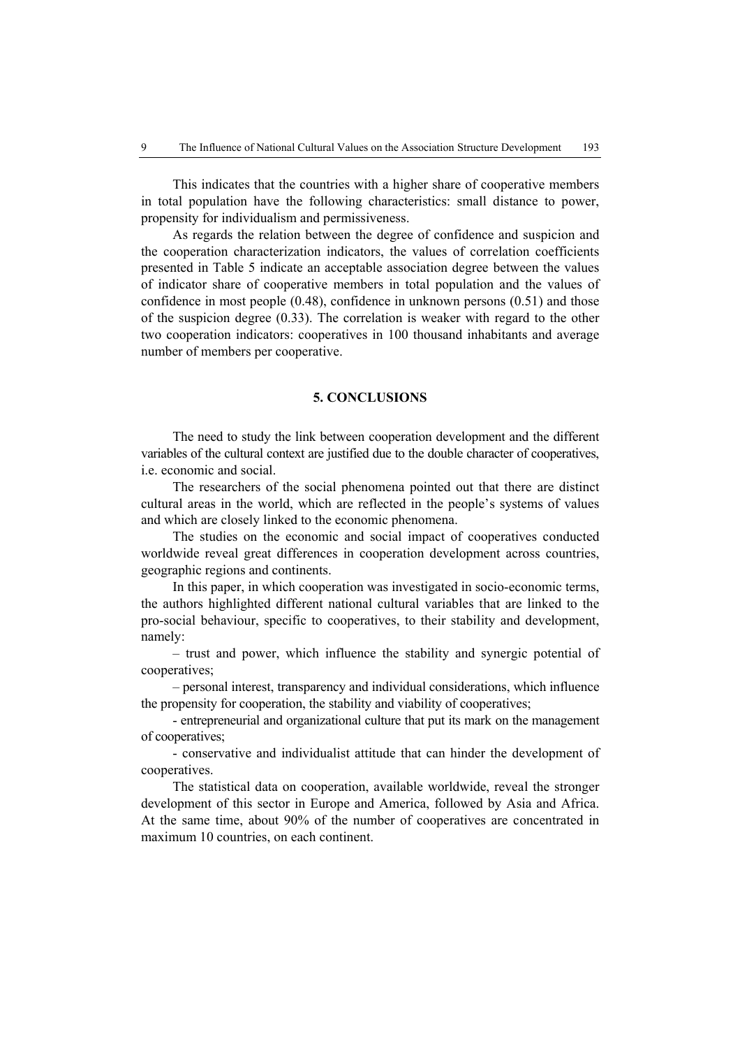This indicates that the countries with a higher share of cooperative members in total population have the following characteristics: small distance to power, propensity for individualism and permissiveness.

As regards the relation between the degree of confidence and suspicion and the cooperation characterization indicators, the values of correlation coefficients presented in Table 5 indicate an acceptable association degree between the values of indicator share of cooperative members in total population and the values of confidence in most people (0.48), confidence in unknown persons (0.51) and those of the suspicion degree (0.33). The correlation is weaker with regard to the other two cooperation indicators: cooperatives in 100 thousand inhabitants and average number of members per cooperative.

## 5. CONCLUSIONS

The need to study the link between cooperation development and the different variables of the cultural context are justified due to the double character of cooperatives, i.e. economic and social.

The researchers of the social phenomena pointed out that there are distinct cultural areas in the world, which are reflected in the people's systems of values and which are closely linked to the economic phenomena.

The studies on the economic and social impact of cooperatives conducted worldwide reveal great differences in cooperation development across countries, geographic regions and continents.

In this paper, in which cooperation was investigated in socio-economic terms, the authors highlighted different national cultural variables that are linked to the pro-social behaviour, specific to cooperatives, to their stability and development, namely:

– trust and power, which influence the stability and synergic potential of cooperatives;

– personal interest, transparency and individual considerations, which influence the propensity for cooperation, the stability and viability of cooperatives;

- entrepreneurial and organizational culture that put its mark on the management of cooperatives;

- conservative and individualist attitude that can hinder the development of cooperatives.

The statistical data on cooperation, available worldwide, reveal the stronger development of this sector in Europe and America, followed by Asia and Africa. At the same time, about 90% of the number of cooperatives are concentrated in maximum 10 countries, on each continent.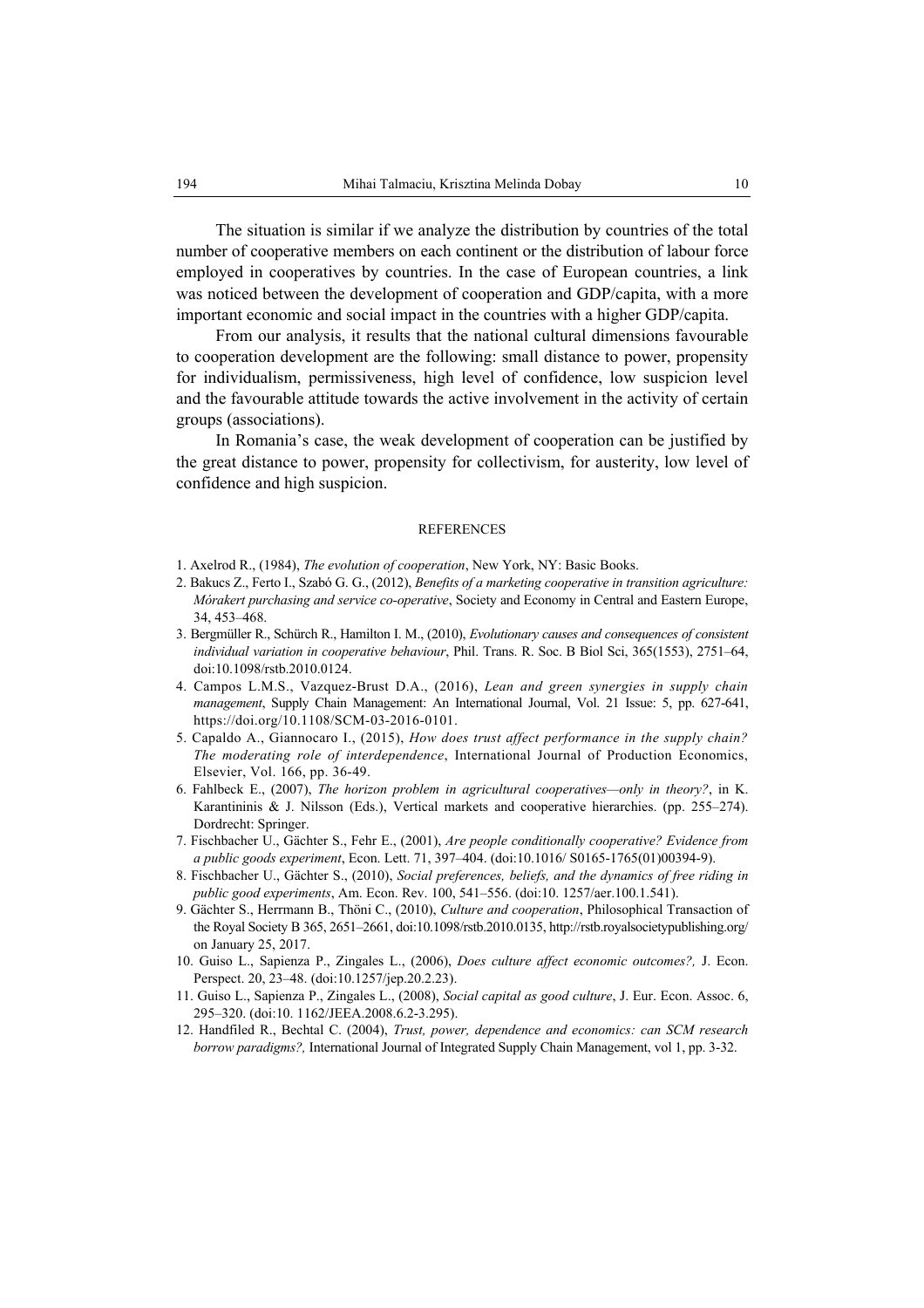The situation is similar if we analyze the distribution by countries of the total number of cooperative members on each continent or the distribution of labour force employed in cooperatives by countries. In the case of European countries, a link was noticed between the development of cooperation and GDP/capita, with a more important economic and social impact in the countries with a higher GDP/capita.

From our analysis, it results that the national cultural dimensions favourable to cooperation development are the following: small distance to power, propensity for individualism, permissiveness, high level of confidence, low suspicion level and the favourable attitude towards the active involvement in the activity of certain groups (associations).

In Romania's case, the weak development of cooperation can be justified by the great distance to power, propensity for collectivism, for austerity, low level of confidence and high suspicion.

## REFERENCES

1. Axelrod R., (1984), *The evolution of cooperation*, New York, NY: Basic Books.
2. Bakucs Z., Ferto I., Szabó G. G., (2012), *Benefits of a marketing cooperative in transition agriculture: Mórakert purchasing and service co-operative*, Society and Economy in Central and Eastern Europe, 34, 453–468.
3. Bergmüller R., Schürch R., Hamilton I. M., (2010), *Evolutionary causes and consequences of consistent individual variation in cooperative behaviour*, Phil. Trans. R. Soc. B Biol Sci, 365(1553), 2751–64, doi:10.1098/rstb.2010.0124.
4. Campos L.M.S., Vazquez-Brust D.A., (2016), *Lean and green synergies in supply chain management*, Supply Chain Management: An International Journal, Vol. 21 Issue: 5, pp. 627-641, https://doi.org/10.1108/SCM-03-2016-0101.
5. Capaldo A., Giannocaro I., (2015), *How does trust affect performance in the supply chain? The moderating role of interdependence*, International Journal of Production Economics, Elsevier, Vol. 166, pp. 36-49.
6. Fahlbeck E., (2007), *The horizon problem in agricultural cooperatives—only in theory?*, in K. Karantininis & J. Nilsson (Eds.), Vertical markets and cooperative hierarchies. (pp. 255–274). Dordrecht: Springer.
7. Fischbacher U., Gächter S., Fehr E., (2001), *Are people conditionally cooperative? Evidence from a public goods experiment*, Econ. Lett. 71, 397–404. (doi:10.1016/ S0165-1765(01)00394-9).
8. Fischbacher U., Gächter S., (2010), *Social preferences, beliefs, and the dynamics of free riding in public good experiments*, Am. Econ. Rev. 100, 541–556. (doi:10. 1257/aer.100.1.541).
9. Gächter S., Herrmann B., Thöni C., (2010), *Culture and cooperation*, Philosophical Transaction of the Royal Society B 365, 2651–2661, doi:10.1098/rstb.2010.0135, http://rstb.royalsocietypublishing.org/ on January 25, 2017.
10. Guiso L., Sapienza P., Zingales L., (2006), *Does culture affect economic outcomes?,* J. Econ. Perspect. 20, 23–48. (doi:10.1257/jep.20.2.23).
11. Guiso L., Sapienza P., Zingales L., (2008), *Social capital as good culture*, J. Eur. Econ. Assoc. 6, 295–320. (doi:10. 1162/JEEA.2008.6.2-3.295).
12. Handfiled R., Bechtal C. (2004), *Trust, power, dependence and economics: can SCM research borrow paradigms?,* International Journal of Integrated Supply Chain Management, vol 1, pp. 3-32.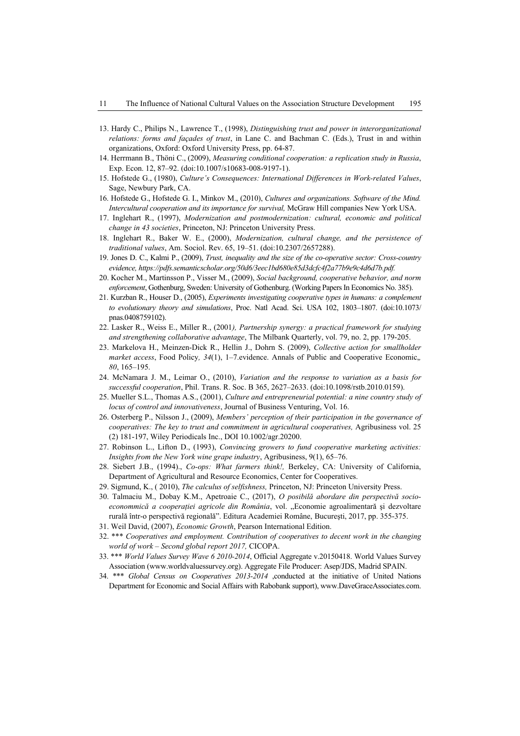13. Hardy C., Philips N., Lawrence T., (1998), *Distinguishing trust and power in interorganizational relations: forms and façades of trust*, in Lane C. and Bachman C. (Eds.), Trust in and within organizations, Oxford: Oxford University Press, pp. 64-87.
14. Herrmann B., Thöni C., (2009), *Measuring conditional cooperation: a replication study in Russia*, Exp. Econ. 12, 87–92. (doi:10.1007/s10683-008-9197-1).
15. Hofstede G., (1980), *Culture's Consequences: International Differences in Work-related Values*, Sage, Newbury Park, CA.
16. Hofstede G., Hofstede G. I., Minkov M., (2010), *Cultures and organizations. Software of the Mind. Intercultural cooperation and its importance for survival,* McGraw Hill companies New York USA.
17. Inglehart R., (1997), *Modernization and postmodernization: cultural, economic and political change in 43 societies*, Princeton, NJ: Princeton University Press.
18. Inglehart R., Baker W. E., (2000), *Modernization, cultural change, and the persistence of traditional values*, Am. Sociol. Rev. 65, 19–51. (doi:10.2307/2657288).
19. Jones D. C., Kalmi P., (2009), *Trust, inequality and the size of the co-operative sector: Cross-country evidence, https://pdfs.semanticscholar.org/50d6/3eec1bd680e85d3dcfc4f2a77b9e9c4d6d7b.pdf.*
20. Kocher M., Martinsson P., Visser M., (2009), *Social background, cooperative behavior, and norm enforcement*, Gothenburg, Sweden: University of Gothenburg. (Working Papers In Economics No. 385).
21. Kurzban R., Houser D., (2005), *Experiments investigating cooperative types in humans: a complement to evolutionary theory and simulations*, Proc. Natl Acad. Sci. USA 102, 1803–1807. (doi:10.1073/ pnas.0408759102).
22. Lasker R., Weiss E., Miller R., (2001*), Partnership synergy: a practical framework for studying and strengthening collaborative advantage*, The Milbank Quarterly, vol. 79, no. 2, pp. 179-205.
23. Markelova H., Meinzen-Dick R., Hellin J., Dohrn S. (2009), *Collective action for smallholder market access*, Food Policy*, 34*(1), 1–7.evidence. Annals of Public and Cooperative Economic,*, 80*, 165–195.
24. McNamara J. M., Leimar O., (2010), *Variation and the response to variation as a basis for successful cooperation*, Phil. Trans. R. Soc. B 365, 2627–2633. (doi:10.1098/rstb.2010.0159).
25. Mueller S.L., Thomas A.S., (2001), *Culture and entrepreneurial potential: a nine country study of locus of control and innovativeness*, Journal of Business Venturing, Vol. 16.
26. Osterberg P., Nilsson J., (2009), *Members' perception of their participation in the governance of cooperatives: The key to trust and commitment in agricultural cooperatives,* Agribusiness vol. 25 (2) 181-197, Wiley Periodicals Inc., DOI 10.1002/agr.20200.
27. Robinson L., Lifton D., (1993), *Convincing growers to fund cooperative marketing activities: Insights from the New York wine grape industry*, Agribusiness, 9(1), 65–76.
28. Siebert J.B., (1994)., *Co-ops: What farmers think!,* Berkeley, CA: University of California, Department of Agricultural and Resource Economics, Center for Cooperatives.
29. Sigmund, K., ( 2010), *The calculus of selfishness,* Princeton, NJ: Princeton University Press.
30. Talmaciu M., Dobay K.M., Apetroaie C., (2017), *O posibilă abordare din perspectivă socio-econommică a cooperației agricole din România*, vol. „Economie agroalimentară şi dezvoltare rurală într-o perspectivă regională". Editura Academiei Române, Bucureşti, 2017, pp. 355-375.
31. Weil David, (2007), *Economic Growth*, Pearson International Edition.
32. \*\*\* *Cooperatives and employment. Contribution of cooperatives to decent work in the changing world of work – Second global report 2017,* CICOPA.
33. \*\*\* *World Values Survey Wave 6 2010-2014*, Official Aggregate v.20150418. World Values Survey Association (www.worldvaluessurvey.org). Aggregate File Producer: Asep/JDS, Madrid SPAIN.
34. \*\*\* *Global Census on Cooperatives 2013-2014* ,conducted at the initiative of United Nations Department for Economic and Social Affairs with Rabobank support), www.DaveGraceAssociates.com.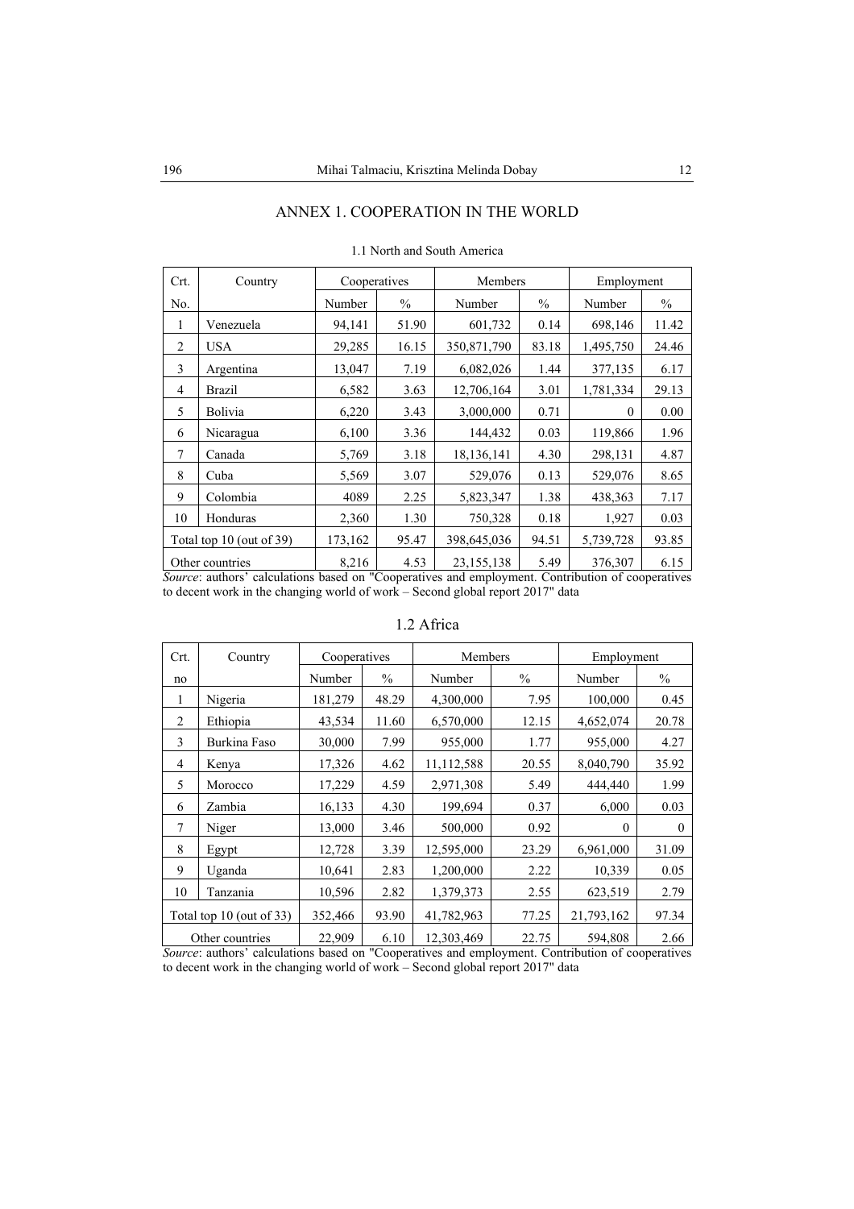## ANNEX 1. COOPERATION IN THE WORLD

1.1 North and South America

| Crt. No. | Country | Cooperatives | | Members | | Employment | |
|---|---|---|---|---|---|---|---|
| | | Number | % | Number | % | Number | % |
| 1 | Venezuela | 94,141 | 51.90 | 601,732 | 0.14 | 698,146 | 11.42 |
| 2 | USA | 29,285 | 16.15 | 350,871,790 | 83.18 | 1,495,750 | 24.46 |
| 3 | Argentina | 13,047 | 7.19 | 6,082,026 | 1.44 | 377,135 | 6.17 |
| 4 | Brazil | 6,582 | 3.63 | 12,706,164 | 3.01 | 1,781,334 | 29.13 |
| 5 | Bolivia | 6,220 | 3.43 | 3,000,000 | 0.71 | 0 | 0.00 |
| 6 | Nicaragua | 6,100 | 3.36 | 144,432 | 0.03 | 119,866 | 1.96 |
| 7 | Canada | 5,769 | 3.18 | 18,136,141 | 4.30 | 298,131 | 4.87 |
| 8 | Cuba | 5,569 | 3.07 | 529,076 | 0.13 | 529,076 | 8.65 |
| 9 | Colombia | 4089 | 2.25 | 5,823,347 | 1.38 | 438,363 | 7.17 |
| 10 | Honduras | 2,360 | 1.30 | 750,328 | 0.18 | 1,927 | 0.03 |
| Total top 10 (out of 39) | | 173,162 | 95.47 | 398,645,036 | 94.51 | 5,739,728 | 93.85 |
| Other countries | | 8,216 | 4.53 | 23,155,138 | 5.49 | 376,307 | 6.15 |

*Source*: authors' calculations based on "Cooperatives and employment. Contribution of cooperatives to decent work in the changing world of work – Second global report 2017" data

1.2 Africa

| Crt. no | Country | Cooperatives | | Members | | Employment | |
|---|---|---|---|---|---|---|---|
| | | Number | % | Number | % | Number | % |
| 1 | Nigeria | 181,279 | 48.29 | 4,300,000 | 7.95 | 100,000 | 0.45 |
| 2 | Ethiopia | 43,534 | 11.60 | 6,570,000 | 12.15 | 4,652,074 | 20.78 |
| 3 | Burkina Faso | 30,000 | 7.99 | 955,000 | 1.77 | 955,000 | 4.27 |
| 4 | Kenya | 17,326 | 4.62 | 11,112,588 | 20.55 | 8,040,790 | 35.92 |
| 5 | Morocco | 17,229 | 4.59 | 2,971,308 | 5.49 | 444,440 | 1.99 |
| 6 | Zambia | 16,133 | 4.30 | 199,694 | 0.37 | 6,000 | 0.03 |
| 7 | Niger | 13,000 | 3.46 | 500,000 | 0.92 | 0 | 0 |
| 8 | Egypt | 12,728 | 3.39 | 12,595,000 | 23.29 | 6,961,000 | 31.09 |
| 9 | Uganda | 10,641 | 2.83 | 1,200,000 | 2.22 | 10,339 | 0.05 |
| 10 | Tanzania | 10,596 | 2.82 | 1,379,373 | 2.55 | 623,519 | 2.79 |
| Total top 10 (out of 33) | | 352,466 | 93.90 | 41,782,963 | 77.25 | 21,793,162 | 97.34 |
| Other countries | | 22,909 | 6.10 | 12,303,469 | 22.75 | 594,808 | 2.66 |

*Source*: authors' calculations based on "Cooperatives and employment. Contribution of cooperatives to decent work in the changing world of work – Second global report 2017" data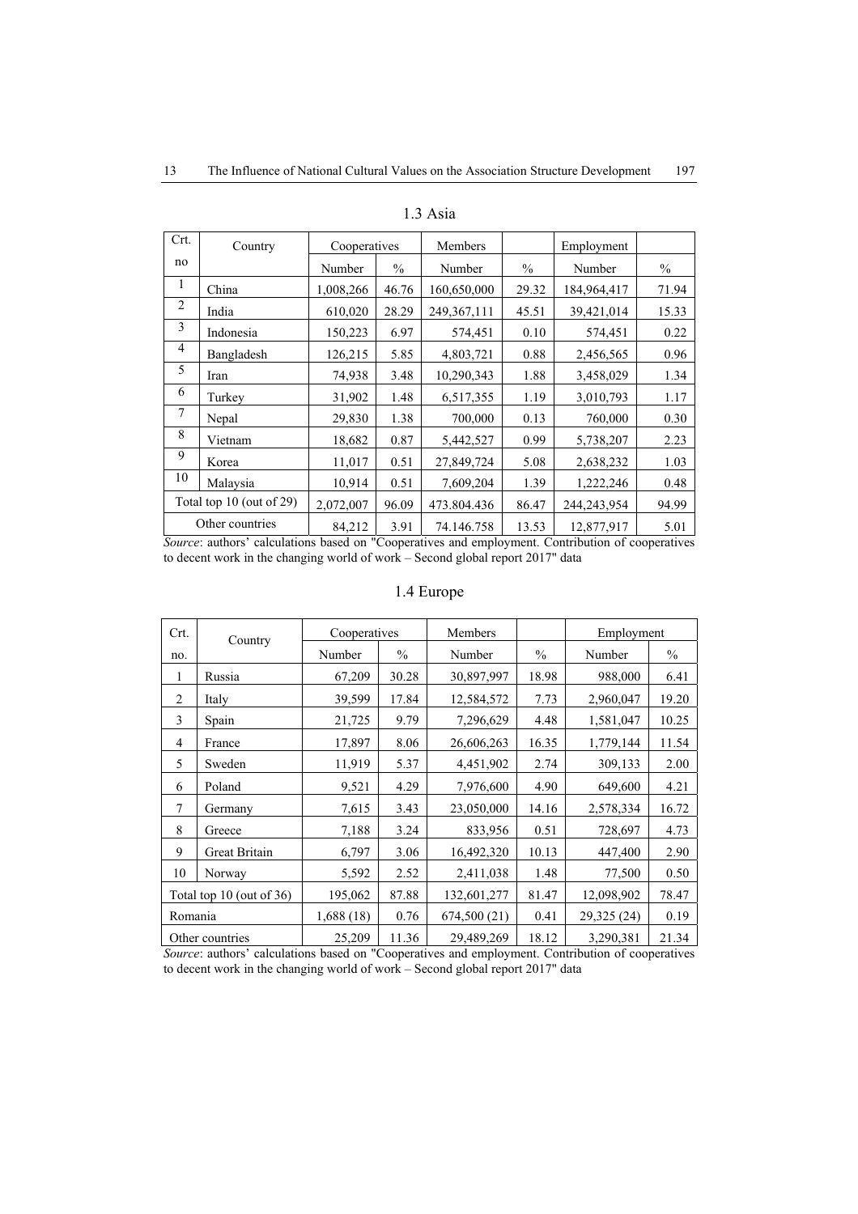1.3 Asia

| Crt. no | Country | Cooperatives | | Members | | Employment | |
|---|---|---|---|---|---|---|---|
| | | Number | % | Number | % | Number | % |
| 1 | China | 1,008,266 | 46.76 | 160,650,000 | 29.32 | 184,964,417 | 71.94 |
| 2 | India | 610,020 | 28.29 | 249,367,111 | 45.51 | 39,421,014 | 15.33 |
| 3 | Indonesia | 150,223 | 6.97 | 574,451 | 0.10 | 574,451 | 0.22 |
| 4 | Bangladesh | 126,215 | 5.85 | 4,803,721 | 0.88 | 2,456,565 | 0.96 |
| 5 | Iran | 74,938 | 3.48 | 10,290,343 | 1.88 | 3,458,029 | 1.34 |
| 6 | Turkey | 31,902 | 1.48 | 6,517,355 | 1.19 | 3,010,793 | 1.17 |
| 7 | Nepal | 29,830 | 1.38 | 700,000 | 0.13 | 760,000 | 0.30 |
| 8 | Vietnam | 18,682 | 0.87 | 5,442,527 | 0.99 | 5,738,207 | 2.23 |
| 9 | Korea | 11,017 | 0.51 | 27,849,724 | 5.08 | 2,638,232 | 1.03 |
| 10 | Malaysia | 10,914 | 0.51 | 7,609,204 | 1.39 | 1,222,246 | 0.48 |
| Total top 10 (out of 29) | | 2,072,007 | 96.09 | 473.804.436 | 86.47 | 244,243,954 | 94.99 |
| Other countries | | 84,212 | 3.91 | 74.146.758 | 13.53 | 12,877,917 | 5.01 |

*Source*: authors' calculations based on "Cooperatives and employment. Contribution of cooperatives to decent work in the changing world of work – Second global report 2017" data

1.4 Europe

| Crt. no. | Country | Cooperatives | | Members | | Employment | |
|---|---|---|---|---|---|---|---|
| | | Number | % | Number | % | Number | % |
| 1 | Russia | 67,209 | 30.28 | 30,897,997 | 18.98 | 988,000 | 6.41 |
| 2 | Italy | 39,599 | 17.84 | 12,584,572 | 7.73 | 2,960,047 | 19.20 |
| 3 | Spain | 21,725 | 9.79 | 7,296,629 | 4.48 | 1,581,047 | 10.25 |
| 4 | France | 17,897 | 8.06 | 26,606,263 | 16.35 | 1,779,144 | 11.54 |
| 5 | Sweden | 11,919 | 5.37 | 4,451,902 | 2.74 | 309,133 | 2.00 |
| 6 | Poland | 9,521 | 4.29 | 7,976,600 | 4.90 | 649,600 | 4.21 |
| 7 | Germany | 7,615 | 3.43 | 23,050,000 | 14.16 | 2,578,334 | 16.72 |
| 8 | Greece | 7,188 | 3.24 | 833,956 | 0.51 | 728,697 | 4.73 |
| 9 | Great Britain | 6,797 | 3.06 | 16,492,320 | 10.13 | 447,400 | 2.90 |
| 10 | Norway | 5,592 | 2.52 | 2,411,038 | 1.48 | 77,500 | 0.50 |
| Total top 10 (out of 36) | | 195,062 | 87.88 | 132,601,277 | 81.47 | 12,098,902 | 78.47 |
| Romania | | 1,688 (18) | 0.76 | 674,500 (21) | 0.41 | 29,325 (24) | 0.19 |
| Other countries | | 25,209 | 11.36 | 29,489,269 | 18.12 | 3,290,381 | 21.34 |

*Source*: authors' calculations based on "Cooperatives and employment. Contribution of cooperatives to decent work in the changing world of work – Second global report 2017" data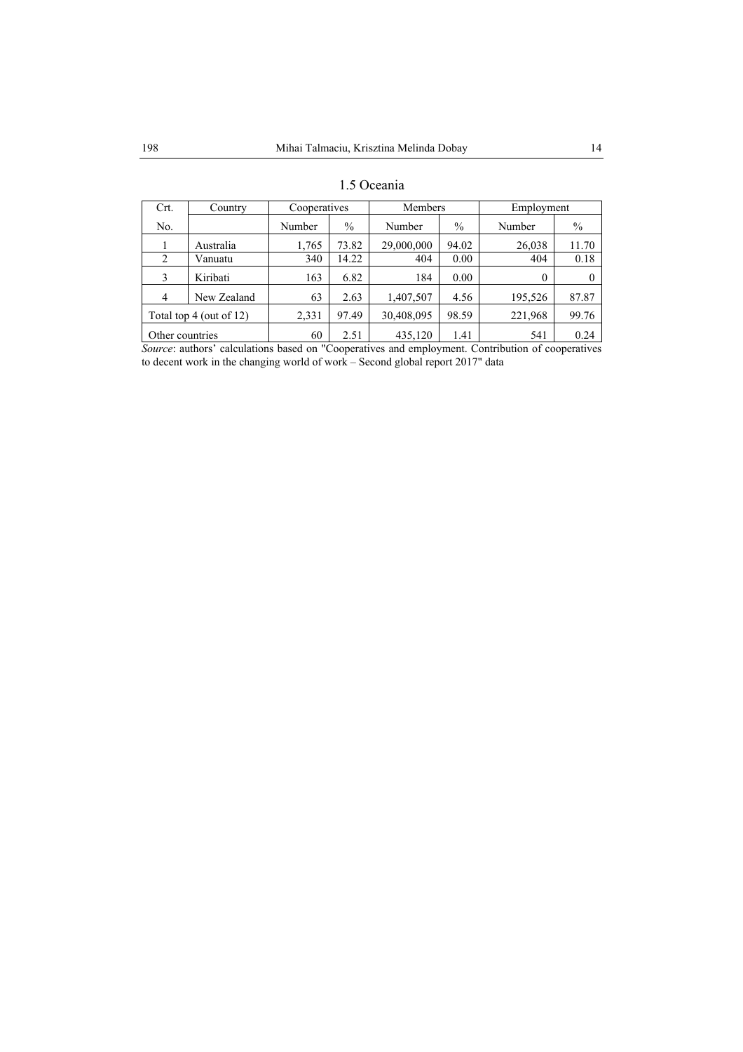1.5 Oceania

| Crt. No. | Country | Cooperatives | | Members | | Employment | |
|---|---|---|---|---|---|---|---|
| | | Number | % | Number | % | Number | % |
| 1 | Australia | 1,765 | 73.82 | 29,000,000 | 94.02 | 26,038 | 11.70 |
| 2 | Vanuatu | 340 | 14.22 | 404 | 0.00 | 404 | 0.18 |
| 3 | Kiribati | 163 | 6.82 | 184 | 0.00 | 0 | 0 |
| 4 | New Zealand | 63 | 2.63 | 1,407,507 | 4.56 | 195,526 | 87.87 |
| Total top 4 (out of 12) | | 2,331 | 97.49 | 30,408,095 | 98.59 | 221,968 | 99.76 |
| Other countries | | 60 | 2.51 | 435,120 | 1.41 | 541 | 0.24 |

*Source*: authors' calculations based on "Cooperatives and employment. Contribution of cooperatives to decent work in the changing world of work – Second global report 2017" data